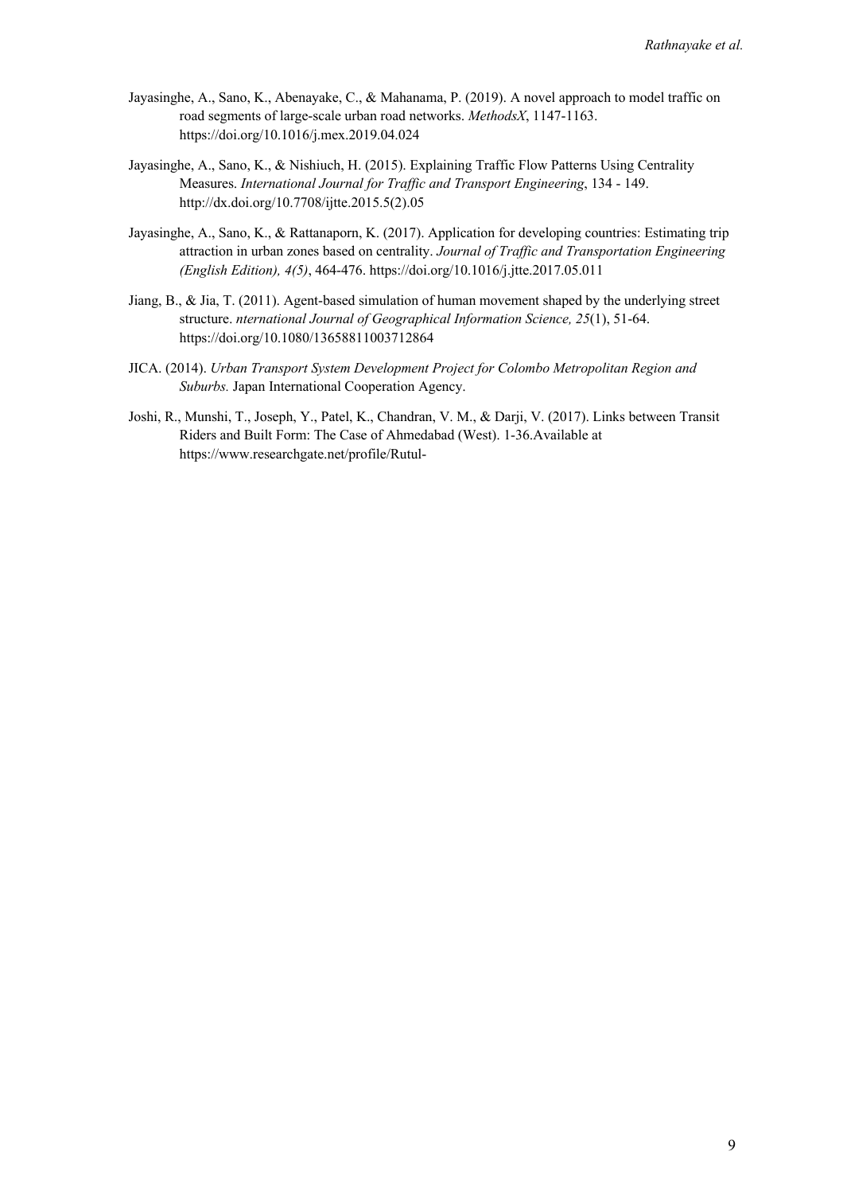Jayasinghe, A., Sano, K., Abenayake, C., & Mahanama, P. (2019). A novel approach to model traffic on road segments of large-scale urban road networks. *MethodsX*, 1147-1163. https://doi.org/10.1016/j.mex.2019.04.024

Jayasinghe, A., Sano, K., & Nishiuch, H. (2015). Explaining Traffic Flow Patterns Using Centrality Measures. *International Journal for Traffic and Transport Engineering*, 134 - 149. http://dx.doi.org/10.7708/ijtte.2015.5(2).05

Jayasinghe, A., Sano, K., & Rattanaporn, K. (2017). Application for developing countries: Estimating trip attraction in urban zones based on centrality. *Journal of Traffic and Transportation Engineering (English Edition), 4(5)*, 464-476. https://doi.org/10.1016/j.jtte.2017.05.011

Jiang, B., & Jia, T. (2011). Agent-based simulation of human movement shaped by the underlying street structure. *nternational Journal of Geographical Information Science, 25*(1), 51-64. https://doi.org/10.1080/13658811003712864

JICA. (2014). *Urban Transport System Development Project for Colombo Metropolitan Region and Suburbs.* Japan International Cooperation Agency.

Joshi, R., Munshi, T., Joseph, Y., Patel, K., Chandran, V. M., & Darji, V. (2017). Links between Transit Riders and Built Form: The Case of Ahmedabad (West). 1-36.Available at https://www.researchgate.net/profile/Rutul-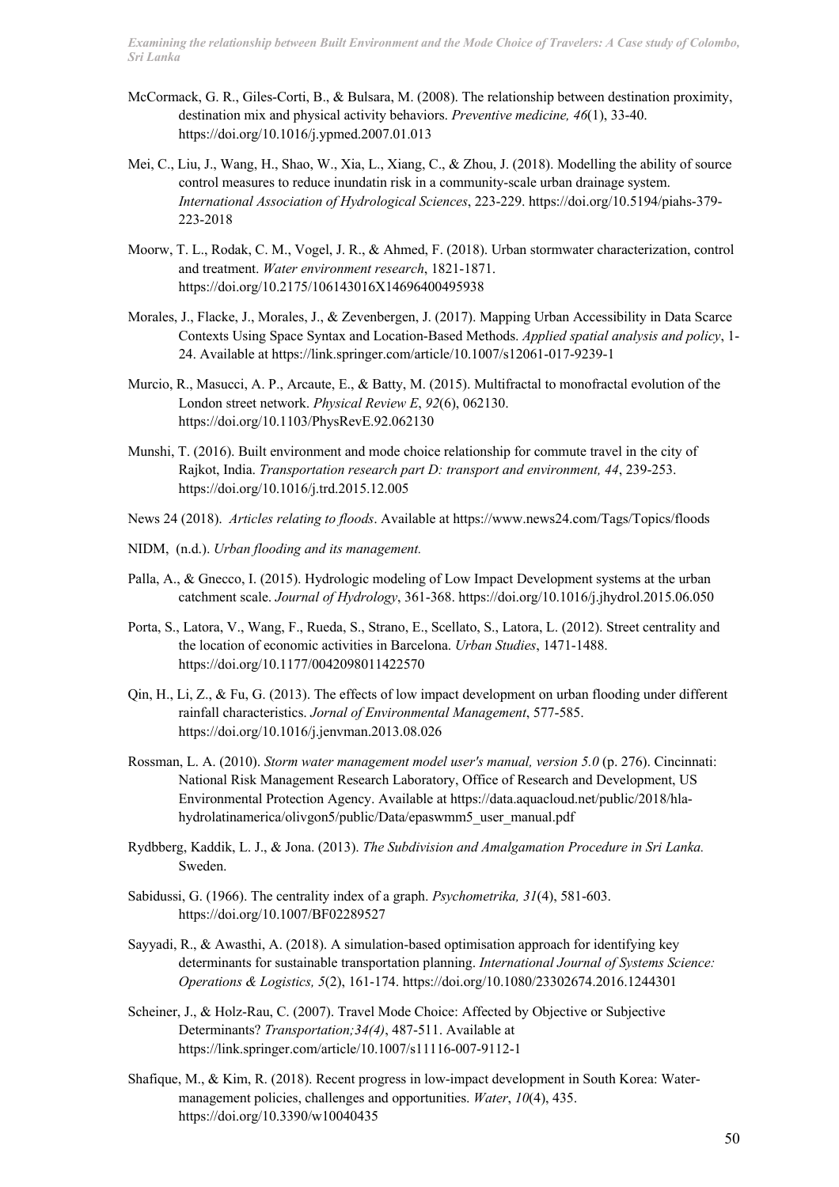McCormack, G. R., Giles-Corti, B., & Bulsara, M. (2008). The relationship between destination proximity, destination mix and physical activity behaviors. *Preventive medicine, 46*(1), 33-40. https://doi.org/10.1016/j.ypmed.2007.01.013

Mei, C., Liu, J., Wang, H., Shao, W., Xia, L., Xiang, C., & Zhou, J. (2018). Modelling the ability of source control measures to reduce inundatin risk in a community-scale urban drainage system. *International Association of Hydrological Sciences*, 223-229. https://doi.org/10.5194/piahs-379-223-2018

Moorw, T. L., Rodak, C. M., Vogel, J. R., & Ahmed, F. (2018). Urban stormwater characterization, control and treatment. *Water environment research*, 1821-1871. https://doi.org/10.2175/106143016X14696400495938

Morales, J., Flacke, J., Morales, J., & Zevenbergen, J. (2017). Mapping Urban Accessibility in Data Scarce Contexts Using Space Syntax and Location-Based Methods. *Applied spatial analysis and policy*, 1-24. Available at https://link.springer.com/article/10.1007/s12061-017-9239-1

Murcio, R., Masucci, A. P., Arcaute, E., & Batty, M. (2015). Multifractal to monofractal evolution of the London street network. *Physical Review E*, *92*(6), 062130. https://doi.org/10.1103/PhysRevE.92.062130

Munshi, T. (2016). Built environment and mode choice relationship for commute travel in the city of Rajkot, India. *Transportation research part D: transport and environment, 44*, 239-253. https://doi.org/10.1016/j.trd.2015.12.005

News 24 (2018). *Articles relating to floods*. Available at https://www.news24.com/Tags/Topics/floods

NIDM, (n.d.). *Urban flooding and its management.*

Palla, A., & Gnecco, I. (2015). Hydrologic modeling of Low Impact Development systems at the urban catchment scale. *Journal of Hydrology*, 361-368. https://doi.org/10.1016/j.jhydrol.2015.06.050

Porta, S., Latora, V., Wang, F., Rueda, S., Strano, E., Scellato, S., Latora, L. (2012). Street centrality and the location of economic activities in Barcelona. *Urban Studies*, 1471-1488. https://doi.org/10.1177/0042098011422570

Qin, H., Li, Z., & Fu, G. (2013). The effects of low impact development on urban flooding under different rainfall characteristics. *Jornal of Environmental Management*, 577-585. https://doi.org/10.1016/j.jenvman.2013.08.026

Rossman, L. A. (2010). *Storm water management model user's manual, version 5.0* (p. 276). Cincinnati: National Risk Management Research Laboratory, Office of Research and Development, US Environmental Protection Agency. Available at https://data.aquacloud.net/public/2018/hla-hydrolatinamerica/olivgon5/public/Data/epaswmm5_user_manual.pdf

Rydbberg, Kaddik, L. J., & Jona. (2013). *The Subdivision and Amalgamation Procedure in Sri Lanka.* Sweden.

Sabidussi, G. (1966). The centrality index of a graph. *Psychometrika, 31*(4), 581-603. https://doi.org/10.1007/BF02289527

Sayyadi, R., & Awasthi, A. (2018). A simulation-based optimisation approach for identifying key determinants for sustainable transportation planning. *International Journal of Systems Science: Operations & Logistics, 5*(2), 161-174. https://doi.org/10.1080/23302674.2016.1244301

Scheiner, J., & Holz-Rau, C. (2007). Travel Mode Choice: Affected by Objective or Subjective Determinants? *Transportation;34(4)*, 487-511. Available at https://link.springer.com/article/10.1007/s11116-007-9112-1

Shafique, M., & Kim, R. (2018). Recent progress in low-impact development in South Korea: Water-management policies, challenges and opportunities. *Water*, *10*(4), 435. https://doi.org/10.3390/w10040435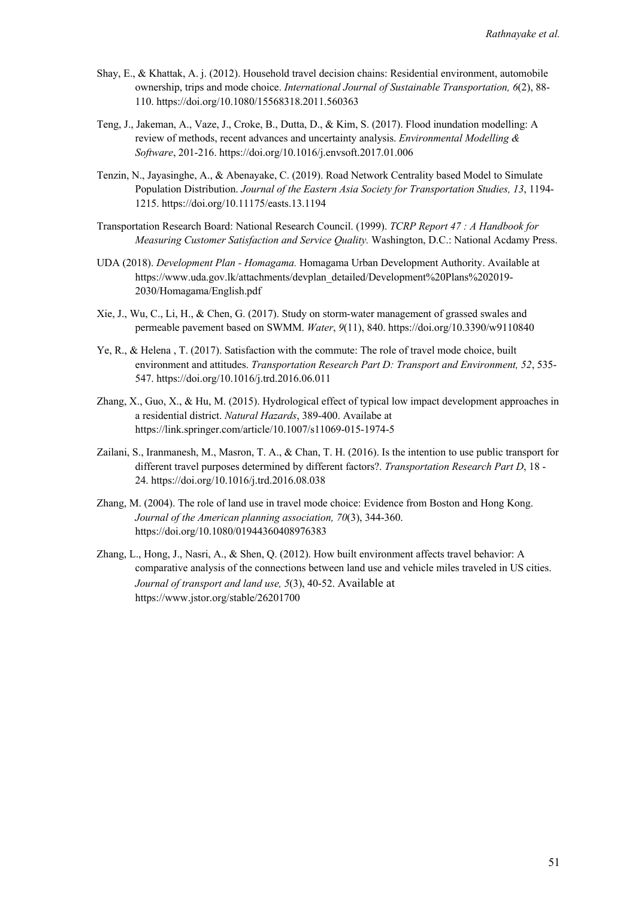Shay, E., & Khattak, A. j. (2012). Household travel decision chains: Residential environment, automobile ownership, trips and mode choice. *International Journal of Sustainable Transportation, 6*(2), 88-110. https://doi.org/10.1080/15568318.2011.560363

Teng, J., Jakeman, A., Vaze, J., Croke, B., Dutta, D., & Kim, S. (2017). Flood inundation modelling: A review of methods, recent advances and uncertainty analysis. *Environmental Modelling & Software*, 201-216. https://doi.org/10.1016/j.envsoft.2017.01.006

Tenzin, N., Jayasinghe, A., & Abenayake, C. (2019). Road Network Centrality based Model to Simulate Population Distribution. *Journal of the Eastern Asia Society for Transportation Studies, 13*, 1194-1215. https://doi.org/10.11175/easts.13.1194

Transportation Research Board: National Research Council. (1999). *TCRP Report 47 : A Handbook for Measuring Customer Satisfaction and Service Quality.* Washington, D.C.: National Acdamy Press.

UDA (2018). *Development Plan - Homagama.* Homagama Urban Development Authority. Available at https://www.uda.gov.lk/attachments/devplan_detailed/Development%20Plans%202019-2030/Homagama/English.pdf

Xie, J., Wu, C., Li, H., & Chen, G. (2017). Study on storm-water management of grassed swales and permeable pavement based on SWMM. *Water*, *9*(11), 840. https://doi.org/10.3390/w9110840

Ye, R., & Helena , T. (2017). Satisfaction with the commute: The role of travel mode choice, built environment and attitudes. *Transportation Research Part D: Transport and Environment, 52*, 535-547. https://doi.org/10.1016/j.trd.2016.06.011

Zhang, X., Guo, X., & Hu, M. (2015). Hydrological effect of typical low impact development approaches in a residential district. *Natural Hazards*, 389-400. Availabe at https://link.springer.com/article/10.1007/s11069-015-1974-5

Zailani, S., Iranmanesh, M., Masron, T. A., & Chan, T. H. (2016). Is the intention to use public transport for different travel purposes determined by different factors?. *Transportation Research Part D*, 18 - 24. https://doi.org/10.1016/j.trd.2016.08.038

Zhang, M. (2004). The role of land use in travel mode choice: Evidence from Boston and Hong Kong. *Journal of the American planning association, 70*(3), 344-360. https://doi.org/10.1080/01944360408976383

Zhang, L., Hong, J., Nasri, A., & Shen, Q. (2012). How built environment affects travel behavior: A comparative analysis of the connections between land use and vehicle miles traveled in US cities. *Journal of transport and land use, 5*(3), 40-52. Available at https://www.jstor.org/stable/26201700